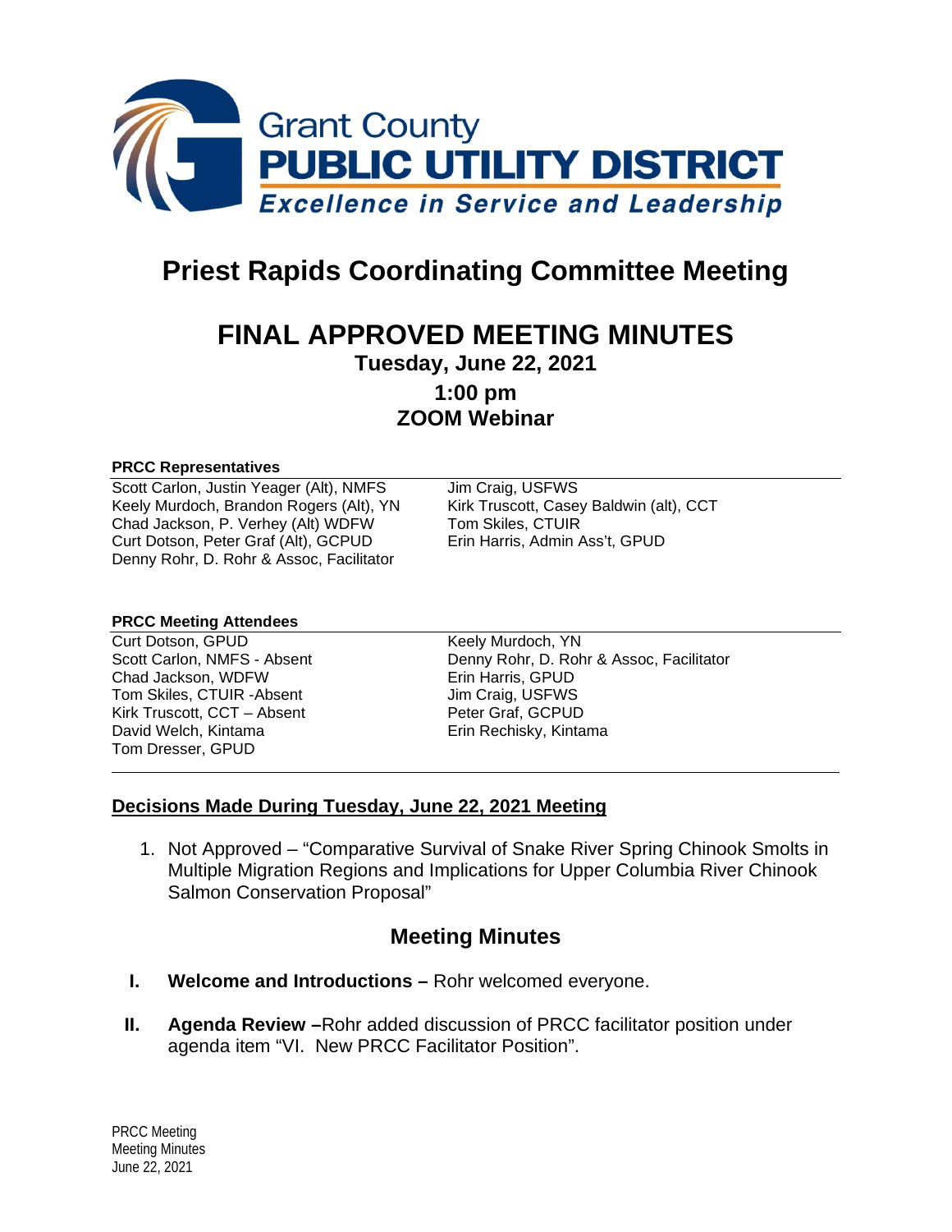Grant County
**PUBLIC UTILITY DISTRICT**
*Excellence in Service and Leadership*

# Priest Rapids Coordinating Committee Meeting

# FINAL APPROVED MEETING MINUTES

**Tuesday, June 22, 2021**

**1:00 pm**

**ZOOM Webinar**

**PRCC Representatives**

Scott Carlon, Justin Yeager (Alt), NMFS
Keely Murdoch, Brandon Rogers (Alt), YN
Chad Jackson, P. Verhey (Alt) WDFW
Curt Dotson, Peter Graf (Alt), GCPUD
Denny Rohr, D. Rohr & Assoc, Facilitator
Jim Craig, USFWS
Kirk Truscott, Casey Baldwin (alt), CCT
Tom Skiles, CTUIR
Erin Harris, Admin Ass't, GPUD

**PRCC Meeting Attendees**

Curt Dotson, GPUD
Scott Carlon, NMFS - Absent
Chad Jackson, WDFW
Tom Skiles, CTUIR -Absent
Kirk Truscott, CCT – Absent
David Welch, Kintama
Tom Dresser, GPUD
Keely Murdoch, YN
Denny Rohr, D. Rohr & Assoc, Facilitator
Erin Harris, GPUD
Jim Craig, USFWS
Peter Graf, GCPUD
Erin Rechisky, Kintama

## Decisions Made During Tuesday, June 22, 2021 Meeting

1. Not Approved – "Comparative Survival of Snake River Spring Chinook Smolts in Multiple Migration Regions and Implications for Upper Columbia River Chinook Salmon Conservation Proposal"

## Meeting Minutes

**I. Welcome and Introductions –** Rohr welcomed everyone.

**II. Agenda Review –**Rohr added discussion of PRCC facilitator position under agenda item "VI. New PRCC Facilitator Position".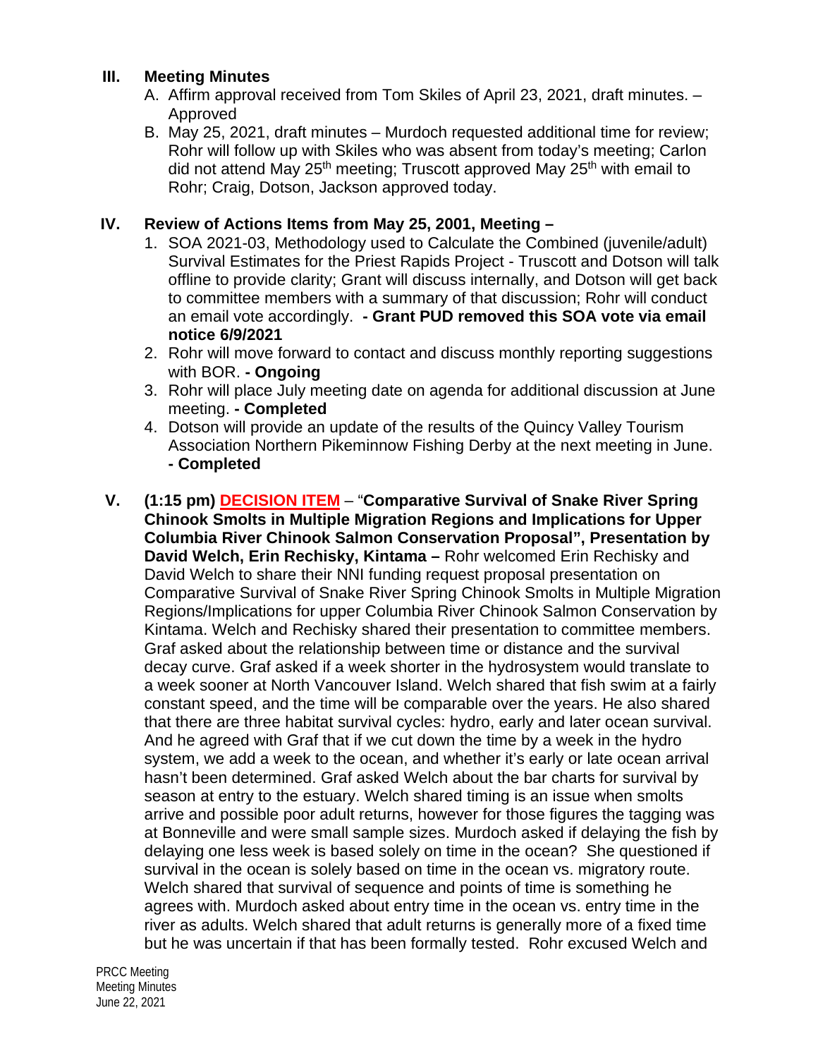## III. Meeting Minutes

A. Affirm approval received from Tom Skiles of April 23, 2021, draft minutes. – Approved

B. May 25, 2021, draft minutes – Murdoch requested additional time for review; Rohr will follow up with Skiles who was absent from today's meeting; Carlon did not attend May 25th meeting; Truscott approved May 25th with email to Rohr; Craig, Dotson, Jackson approved today.

## IV. Review of Actions Items from May 25, 2001, Meeting –

1. SOA 2021-03, Methodology used to Calculate the Combined (juvenile/adult) Survival Estimates for the Priest Rapids Project - Truscott and Dotson will talk offline to provide clarity; Grant will discuss internally, and Dotson will get back to committee members with a summary of that discussion; Rohr will conduct an email vote accordingly. **- Grant PUD removed this SOA vote via email notice 6/9/2021**
2. Rohr will move forward to contact and discuss monthly reporting suggestions with BOR. **- Ongoing**
3. Rohr will place July meeting date on agenda for additional discussion at June meeting. **- Completed**
4. Dotson will provide an update of the results of the Quincy Valley Tourism Association Northern Pikeminnow Fishing Derby at the next meeting in June. **- Completed**

## V. (1:15 pm) DECISION ITEM – "Comparative Survival of Snake River Spring Chinook Smolts in Multiple Migration Regions and Implications for Upper Columbia River Chinook Salmon Conservation Proposal", Presentation by David Welch, Erin Rechisky, Kintama –

Rohr welcomed Erin Rechisky and David Welch to share their NNI funding request proposal presentation on Comparative Survival of Snake River Spring Chinook Smolts in Multiple Migration Regions/Implications for upper Columbia River Chinook Salmon Conservation by Kintama. Welch and Rechisky shared their presentation to committee members. Graf asked about the relationship between time or distance and the survival decay curve. Graf asked if a week shorter in the hydrosystem would translate to a week sooner at North Vancouver Island. Welch shared that fish swim at a fairly constant speed, and the time will be comparable over the years. He also shared that there are three habitat survival cycles: hydro, early and later ocean survival. And he agreed with Graf that if we cut down the time by a week in the hydro system, we add a week to the ocean, and whether it's early or late ocean arrival hasn't been determined. Graf asked Welch about the bar charts for survival by season at entry to the estuary. Welch shared timing is an issue when smolts arrive and possible poor adult returns, however for those figures the tagging was at Bonneville and were small sample sizes. Murdoch asked if delaying the fish by delaying one less week is based solely on time in the ocean? She questioned if survival in the ocean is solely based on time in the ocean vs. migratory route. Welch shared that survival of sequence and points of time is something he agrees with. Murdoch asked about entry time in the ocean vs. entry time in the river as adults. Welch shared that adult returns is generally more of a fixed time but he was uncertain if that has been formally tested. Rohr excused Welch and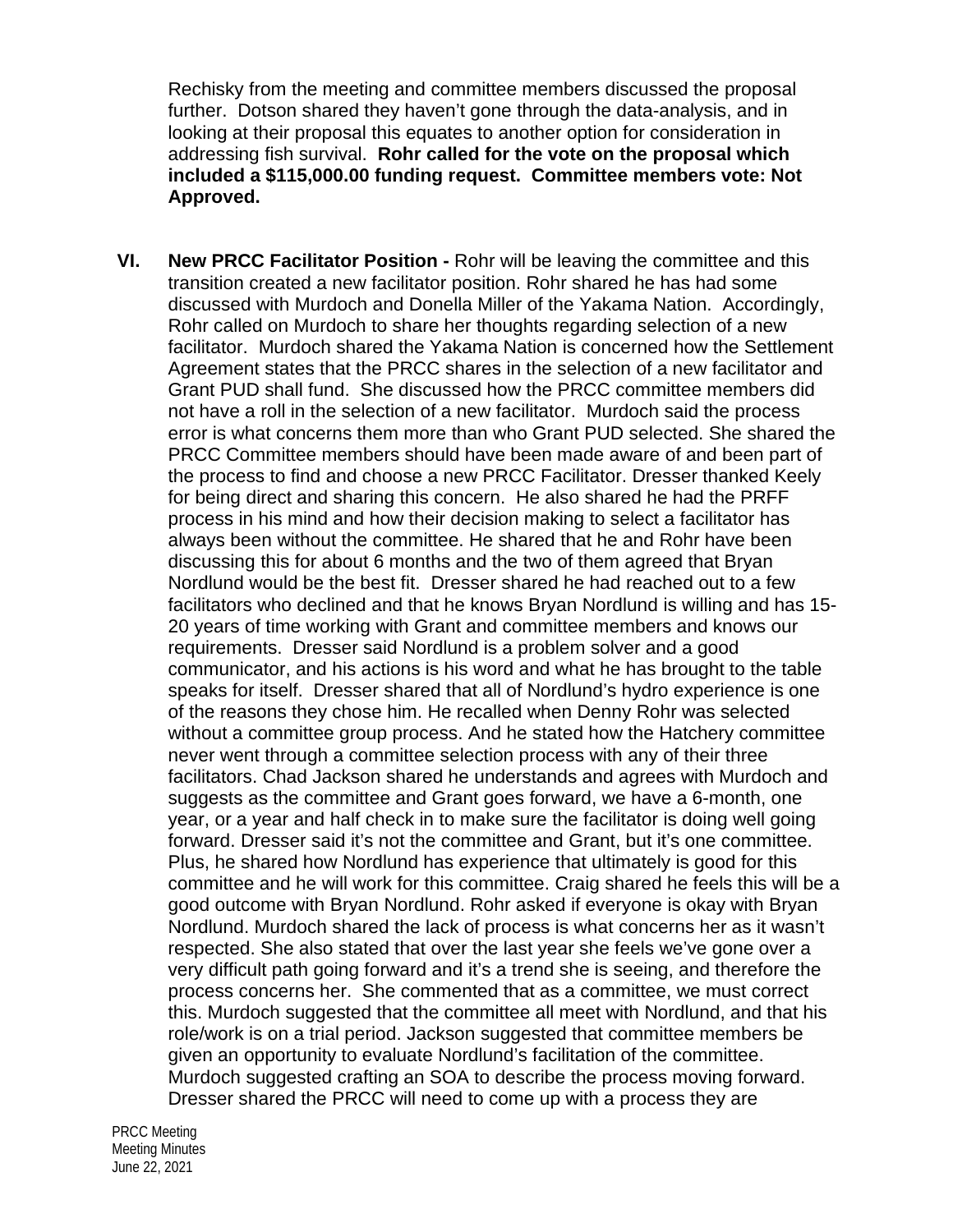Rechisky from the meeting and committee members discussed the proposal further. Dotson shared they haven't gone through the data-analysis, and in looking at their proposal this equates to another option for consideration in addressing fish survival. **Rohr called for the vote on the proposal which included a $115,000.00 funding request. Committee members vote: Not Approved.**

**VI. New PRCC Facilitator Position -** Rohr will be leaving the committee and this transition created a new facilitator position. Rohr shared he has had some discussed with Murdoch and Donella Miller of the Yakama Nation. Accordingly, Rohr called on Murdoch to share her thoughts regarding selection of a new facilitator. Murdoch shared the Yakama Nation is concerned how the Settlement Agreement states that the PRCC shares in the selection of a new facilitator and Grant PUD shall fund. She discussed how the PRCC committee members did not have a roll in the selection of a new facilitator. Murdoch said the process error is what concerns them more than who Grant PUD selected. She shared the PRCC Committee members should have been made aware of and been part of the process to find and choose a new PRCC Facilitator. Dresser thanked Keely for being direct and sharing this concern. He also shared he had the PRFF process in his mind and how their decision making to select a facilitator has always been without the committee. He shared that he and Rohr have been discussing this for about 6 months and the two of them agreed that Bryan Nordlund would be the best fit. Dresser shared he had reached out to a few facilitators who declined and that he knows Bryan Nordlund is willing and has 15-20 years of time working with Grant and committee members and knows our requirements. Dresser said Nordlund is a problem solver and a good communicator, and his actions is his word and what he has brought to the table speaks for itself. Dresser shared that all of Nordlund's hydro experience is one of the reasons they chose him. He recalled when Denny Rohr was selected without a committee group process. And he stated how the Hatchery committee never went through a committee selection process with any of their three facilitators. Chad Jackson shared he understands and agrees with Murdoch and suggests as the committee and Grant goes forward, we have a 6-month, one year, or a year and half check in to make sure the facilitator is doing well going forward. Dresser said it's not the committee and Grant, but it's one committee. Plus, he shared how Nordlund has experience that ultimately is good for this committee and he will work for this committee. Craig shared he feels this will be a good outcome with Bryan Nordlund. Rohr asked if everyone is okay with Bryan Nordlund. Murdoch shared the lack of process is what concerns her as it wasn't respected. She also stated that over the last year she feels we've gone over a very difficult path going forward and it's a trend she is seeing, and therefore the process concerns her. She commented that as a committee, we must correct this. Murdoch suggested that the committee all meet with Nordlund, and that his role/work is on a trial period. Jackson suggested that committee members be given an opportunity to evaluate Nordlund's facilitation of the committee. Murdoch suggested crafting an SOA to describe the process moving forward. Dresser shared the PRCC will need to come up with a process they are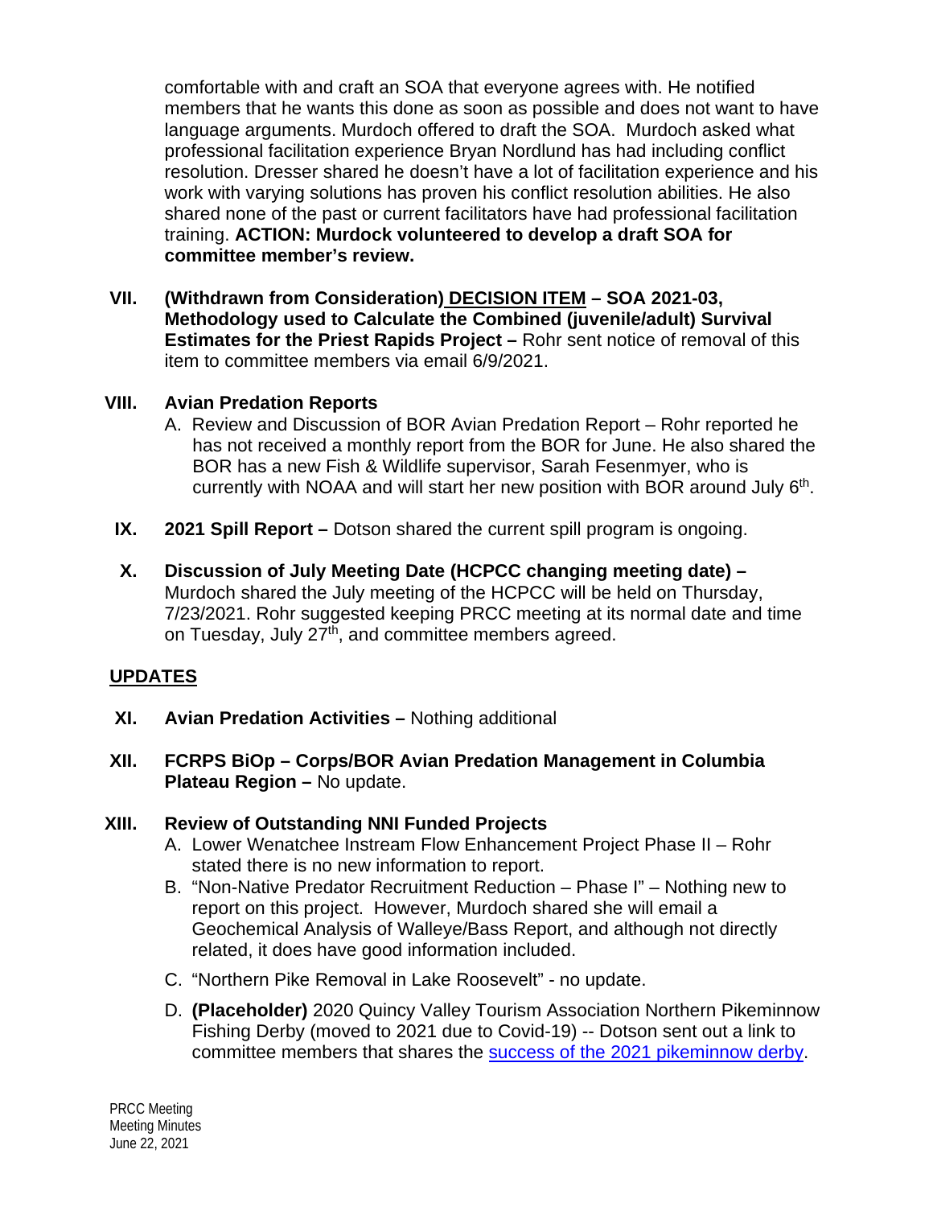comfortable with and craft an SOA that everyone agrees with. He notified members that he wants this done as soon as possible and does not want to have language arguments. Murdoch offered to draft the SOA. Murdoch asked what professional facilitation experience Bryan Nordlund has had including conflict resolution. Dresser shared he doesn't have a lot of facilitation experience and his work with varying solutions has proven his conflict resolution abilities. He also shared none of the past or current facilitators have had professional facilitation training. **ACTION: Murdock volunteered to develop a draft SOA for committee member's review.**

VII. **(Withdrawn from Consideration) <u>DECISION ITEM</u> – SOA 2021-03, Methodology used to Calculate the Combined (juvenile/adult) Survival Estimates for the Priest Rapids Project –** Rohr sent notice of removal of this item to committee members via email 6/9/2021.

VIII. **Avian Predation Reports**

A. Review and Discussion of BOR Avian Predation Report – Rohr reported he has not received a monthly report from the BOR for June. He also shared the BOR has a new Fish & Wildlife supervisor, Sarah Fesenmyer, who is currently with NOAA and will start her new position with BOR around July 6th.

IX. **2021 Spill Report –** Dotson shared the current spill program is ongoing.

X. **Discussion of July Meeting Date (HCPCC changing meeting date) –** Murdoch shared the July meeting of the HCPCC will be held on Thursday, 7/23/2021. Rohr suggested keeping PRCC meeting at its normal date and time on Tuesday, July 27th, and committee members agreed.

## UPDATES

XI. **Avian Predation Activities –** Nothing additional

XII. **FCRPS BiOp – Corps/BOR Avian Predation Management in Columbia Plateau Region –** No update.

XIII. **Review of Outstanding NNI Funded Projects**

A. Lower Wenatchee Instream Flow Enhancement Project Phase II – Rohr stated there is no new information to report.

B. "Non-Native Predator Recruitment Reduction – Phase I" – Nothing new to report on this project. However, Murdoch shared she will email a Geochemical Analysis of Walleye/Bass Report, and although not directly related, it does have good information included.

C. "Northern Pike Removal in Lake Roosevelt" - no update.

D. **(Placeholder)** 2020 Quincy Valley Tourism Association Northern Pikeminnow Fishing Derby (moved to 2021 due to Covid-19) -- Dotson sent out a link to committee members that shares the success of the 2021 pikeminnow derby.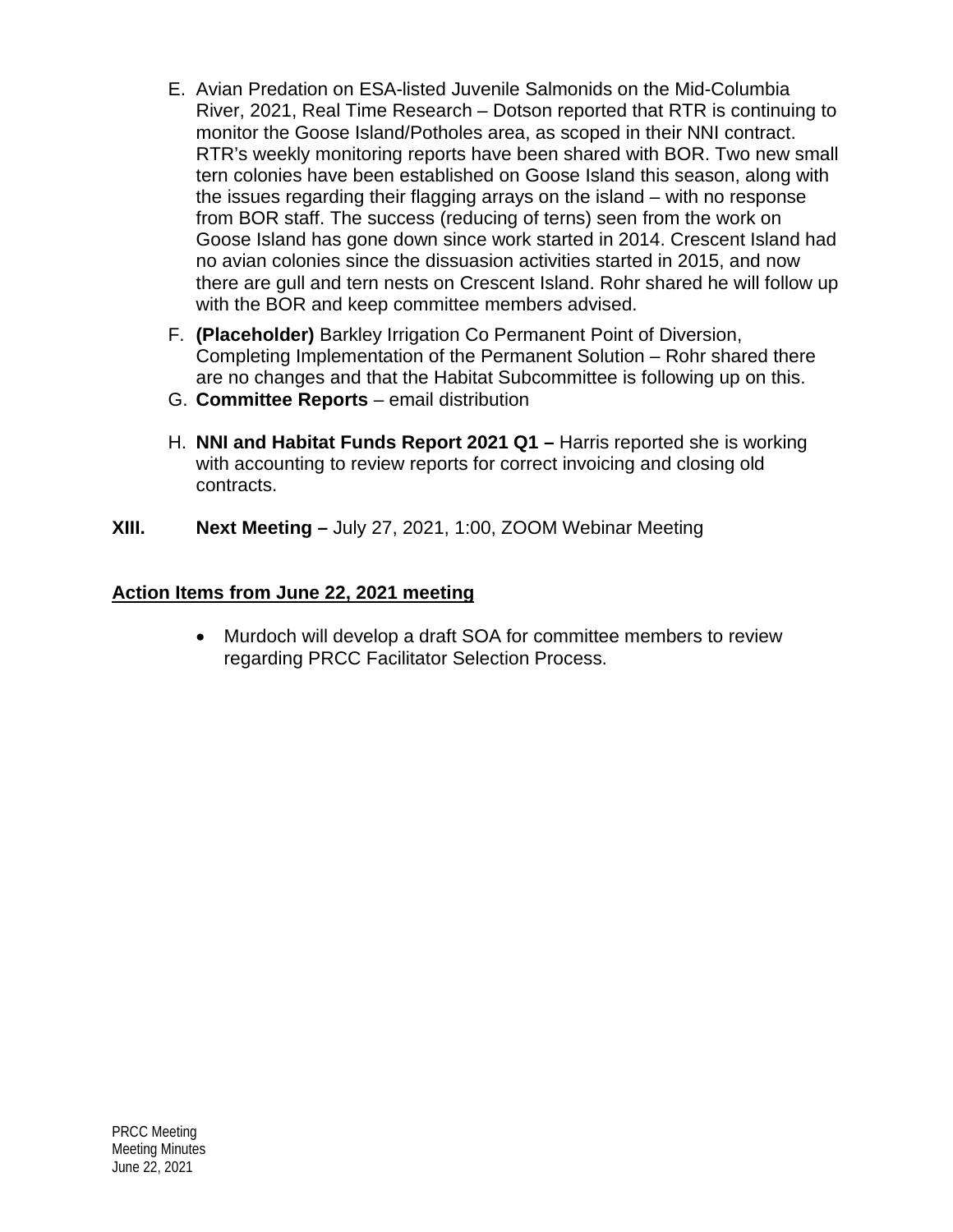E. Avian Predation on ESA-listed Juvenile Salmonids on the Mid-Columbia River, 2021, Real Time Research – Dotson reported that RTR is continuing to monitor the Goose Island/Potholes area, as scoped in their NNI contract. RTR's weekly monitoring reports have been shared with BOR. Two new small tern colonies have been established on Goose Island this season, along with the issues regarding their flagging arrays on the island – with no response from BOR staff. The success (reducing of terns) seen from the work on Goose Island has gone down since work started in 2014. Crescent Island had no avian colonies since the dissuasion activities started in 2015, and now there are gull and tern nests on Crescent Island. Rohr shared he will follow up with the BOR and keep committee members advised.

F. **(Placeholder)** Barkley Irrigation Co Permanent Point of Diversion, Completing Implementation of the Permanent Solution – Rohr shared there are no changes and that the Habitat Subcommittee is following up on this.

G. **Committee Reports** – email distribution

H. **NNI and Habitat Funds Report 2021 Q1 –** Harris reported she is working with accounting to review reports for correct invoicing and closing old contracts.

**XIII. Next Meeting –** July 27, 2021, 1:00, ZOOM Webinar Meeting

**Action Items from June 22, 2021 meeting**

- Murdoch will develop a draft SOA for committee members to review regarding PRCC Facilitator Selection Process.